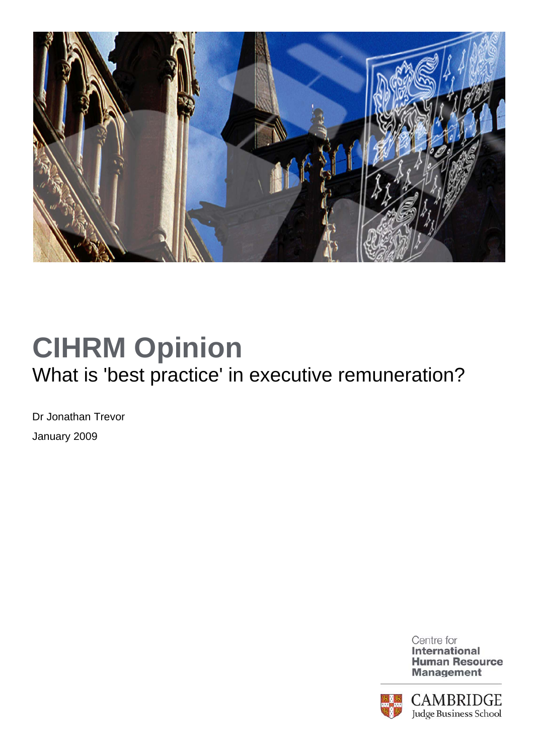# CIHRM Opinion

## What is 'best practice' in executive remuneration?

Dr Jonathan Trevor

January 2009

Centre for **International Human Resource Management**

CAMBRIDGE Judge Business School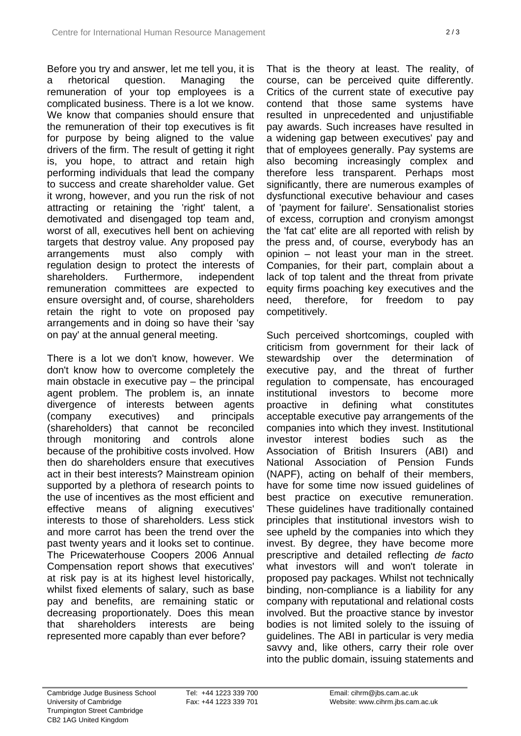Before you try and answer, let me tell you, it is a rhetorical question. Managing the remuneration of your top employees is a complicated business. There is a lot we know. We know that companies should ensure that the remuneration of their top executives is fit for purpose by being aligned to the value drivers of the firm. The result of getting it right is, you hope, to attract and retain high performing individuals that lead the company to success and create shareholder value. Get it wrong, however, and you run the risk of not attracting or retaining the 'right' talent, a demotivated and disengaged top team and, worst of all, executives hell bent on achieving targets that destroy value. Any proposed pay arrangements must also comply with regulation design to protect the interests of shareholders. Furthermore, independent remuneration committees are expected to ensure oversight and, of course, shareholders retain the right to vote on proposed pay arrangements and in doing so have their 'say on pay' at the annual general meeting.

There is a lot we don't know, however. We don't know how to overcome completely the main obstacle in executive pay – the principal agent problem. The problem is, an innate divergence of interests between agents (company executives) and principals (shareholders) that cannot be reconciled through monitoring and controls alone because of the prohibitive costs involved. How then do shareholders ensure that executives act in their best interests? Mainstream opinion supported by a plethora of research points to the use of incentives as the most efficient and effective means of aligning executives' interests to those of shareholders. Less stick and more carrot has been the trend over the past twenty years and it looks set to continue. The Pricewaterhouse Coopers 2006 Annual Compensation report shows that executives' at risk pay is at its highest level historically, whilst fixed elements of salary, such as base pay and benefits, are remaining static or decreasing proportionately. Does this mean that shareholders interests are being represented more capably than ever before?

That is the theory at least. The reality, of course, can be perceived quite differently. Critics of the current state of executive pay contend that those same systems have resulted in unprecedented and unjustifiable pay awards. Such increases have resulted in a widening gap between executives' pay and that of employees generally. Pay systems are also becoming increasingly complex and therefore less transparent. Perhaps most significantly, there are numerous examples of dysfunctional executive behaviour and cases of 'payment for failure'. Sensationalist stories of excess, corruption and cronyism amongst the 'fat cat' elite are all reported with relish by the press and, of course, everybody has an opinion – not least your man in the street. Companies, for their part, complain about a lack of top talent and the threat from private equity firms poaching key executives and the need, therefore, for freedom to pay competitively.

Such perceived shortcomings, coupled with criticism from government for their lack of stewardship over the determination of executive pay, and the threat of further regulation to compensate, has encouraged institutional investors to become more proactive in defining what constitutes acceptable executive pay arrangements of the companies into which they invest. Institutional investor interest bodies such as the Association of British Insurers (ABI) and National Association of Pension Funds (NAPF), acting on behalf of their members, have for some time now issued guidelines of best practice on executive remuneration. These guidelines have traditionally contained principles that institutional investors wish to see upheld by the companies into which they invest. By degree, they have become more prescriptive and detailed reflecting *de facto* what investors will and won't tolerate in proposed pay packages. Whilst not technically binding, non-compliance is a liability for any company with reputational and relational costs involved. But the proactive stance by investor bodies is not limited solely to the issuing of guidelines. The ABI in particular is very media savvy and, like others, carry their role over into the public domain, issuing statements and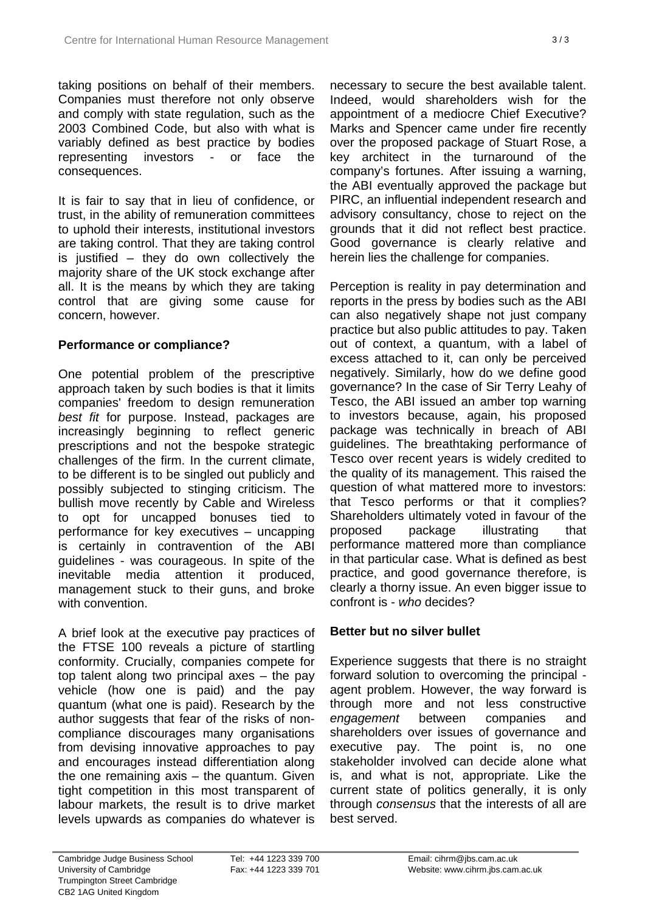taking positions on behalf of their members. Companies must therefore not only observe and comply with state regulation, such as the 2003 Combined Code, but also with what is variably defined as best practice by bodies representing investors - or face the consequences.

It is fair to say that in lieu of confidence, or trust, in the ability of remuneration committees to uphold their interests, institutional investors are taking control. That they are taking control is justified – they do own collectively the majority share of the UK stock exchange after all. It is the means by which they are taking control that are giving some cause for concern, however.

**Performance or compliance?**

One potential problem of the prescriptive approach taken by such bodies is that it limits companies' freedom to design remuneration *best fit* for purpose. Instead, packages are increasingly beginning to reflect generic prescriptions and not the bespoke strategic challenges of the firm. In the current climate, to be different is to be singled out publicly and possibly subjected to stinging criticism. The bullish move recently by Cable and Wireless to opt for uncapped bonuses tied to performance for key executives – uncapping is certainly in contravention of the ABI guidelines - was courageous. In spite of the inevitable media attention it produced, management stuck to their guns, and broke with convention.

A brief look at the executive pay practices of the FTSE 100 reveals a picture of startling conformity. Crucially, companies compete for top talent along two principal axes – the pay vehicle (how one is paid) and the pay quantum (what one is paid). Research by the author suggests that fear of the risks of non-compliance discourages many organisations from devising innovative approaches to pay and encourages instead differentiation along the one remaining axis – the quantum. Given tight competition in this most transparent of labour markets, the result is to drive market levels upwards as companies do whatever is necessary to secure the best available talent. Indeed, would shareholders wish for the appointment of a mediocre Chief Executive? Marks and Spencer came under fire recently over the proposed package of Stuart Rose, a key architect in the turnaround of the company's fortunes. After issuing a warning, the ABI eventually approved the package but PIRC, an influential independent research and advisory consultancy, chose to reject on the grounds that it did not reflect best practice. Good governance is clearly relative and herein lies the challenge for companies.

Perception is reality in pay determination and reports in the press by bodies such as the ABI can also negatively shape not just company practice but also public attitudes to pay. Taken out of context, a quantum, with a label of excess attached to it, can only be perceived negatively. Similarly, how do we define good governance? In the case of Sir Terry Leahy of Tesco, the ABI issued an amber top warning to investors because, again, his proposed package was technically in breach of ABI guidelines. The breathtaking performance of Tesco over recent years is widely credited to the quality of its management. This raised the question of what mattered more to investors: that Tesco performs or that it complies? Shareholders ultimately voted in favour of the proposed package illustrating that performance mattered more than compliance in that particular case. What is defined as best practice, and good governance therefore, is clearly a thorny issue. An even bigger issue to confront is - *who* decides?

**Better but no silver bullet**

Experience suggests that there is no straight forward solution to overcoming the principal - agent problem. However, the way forward is through more and not less constructive *engagement* between companies and shareholders over issues of governance and executive pay. The point is, no one stakeholder involved can decide alone what is, and what is not, appropriate. Like the current state of politics generally, it is only through *consensus* that the interests of all are best served.